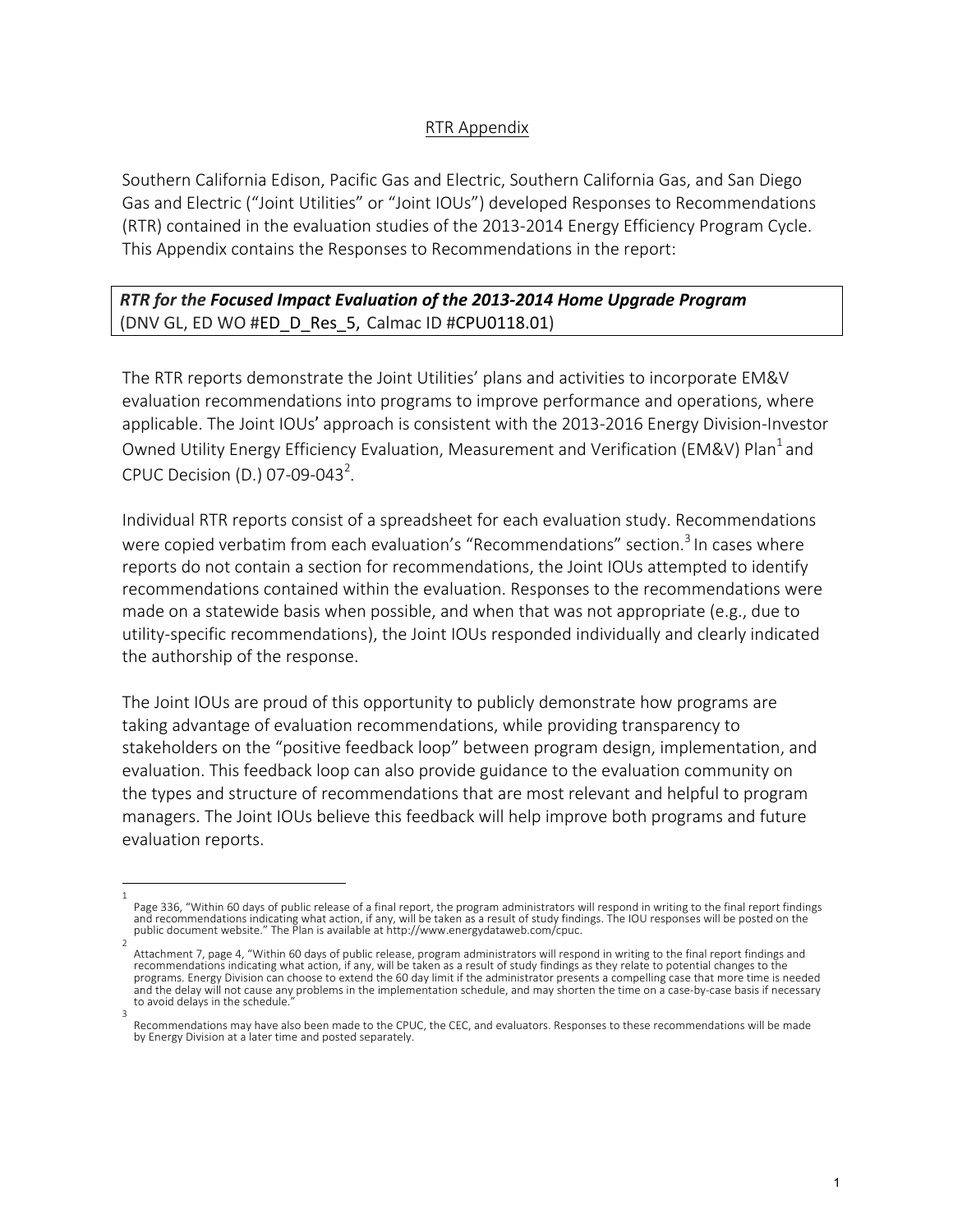# RTR Appendix

Southern California Edison, Pacific Gas and Electric, Southern California Gas, and San Diego Gas and Electric ("Joint Utilities" or "Joint IOUs") developed Responses to Recommendations (RTR) contained in the evaluation studies of the 2013-2014 Energy Efficiency Program Cycle. This Appendix contains the Responses to Recommendations in the report:

***RTR for the Focused Impact Evaluation of the 2013-2014 Home Upgrade Program***
(DNV GL, ED WO #ED_D_Res_5, Calmac ID #CPU0118.01)

The RTR reports demonstrate the Joint Utilities' plans and activities to incorporate EM&V evaluation recommendations into programs to improve performance and operations, where applicable. The Joint IOUs' approach is consistent with the 2013-2016 Energy Division-Investor Owned Utility Energy Efficiency Evaluation, Measurement and Verification (EM&V) Plan[1] and CPUC Decision (D.) 07-09-043[2].

Individual RTR reports consist of a spreadsheet for each evaluation study. Recommendations were copied verbatim from each evaluation's "Recommendations" section.[3] In cases where reports do not contain a section for recommendations, the Joint IOUs attempted to identify recommendations contained within the evaluation. Responses to the recommendations were made on a statewide basis when possible, and when that was not appropriate (e.g., due to utility-specific recommendations), the Joint IOUs responded individually and clearly indicated the authorship of the response.

The Joint IOUs are proud of this opportunity to publicly demonstrate how programs are taking advantage of evaluation recommendations, while providing transparency to stakeholders on the "positive feedback loop" between program design, implementation, and evaluation. This feedback loop can also provide guidance to the evaluation community on the types and structure of recommendations that are most relevant and helpful to program managers. The Joint IOUs believe this feedback will help improve both programs and future evaluation reports.

---

[1] Page 336, "Within 60 days of public release of a final report, the program administrators will respond in writing to the final report findings and recommendations indicating what action, if any, will be taken as a result of study findings. The IOU responses will be posted on the public document website." The Plan is available at http://www.energydataweb.com/cpuc.

[2] Attachment 7, page 4, "Within 60 days of public release, program administrators will respond in writing to the final report findings and recommendations indicating what action, if any, will be taken as a result of study findings as they relate to potential changes to the programs. Energy Division can choose to extend the 60 day limit if the administrator presents a compelling case that more time is needed and the delay will not cause any problems in the implementation schedule, and may shorten the time on a case-by-case basis if necessary to avoid delays in the schedule."

[3] Recommendations may have also been made to the CPUC, the CEC, and evaluators. Responses to these recommendations will be made by Energy Division at a later time and posted separately.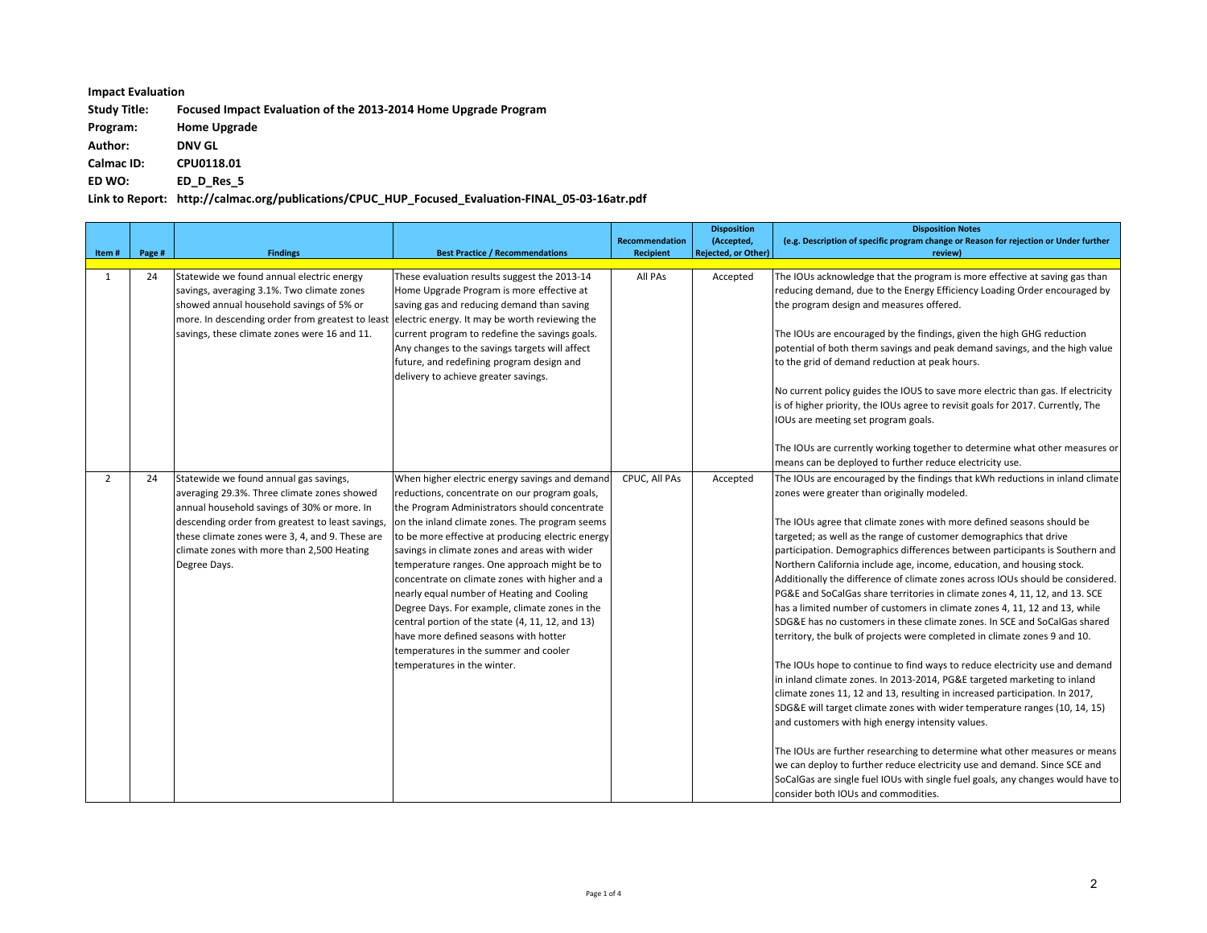**Impact Evaluation**

**Study Title:** **Focused Impact Evaluation of the 2013-2014 Home Upgrade Program**

**Program:** **Home Upgrade**

**Author:** **DNV GL**

**Calmac ID:** **CPU0118.01**

**ED WO:** **ED_D_Res_5**

**Link to Report:** **http://calmac.org/publications/CPUC_HUP_Focused_Evaluation-FINAL_05-03-16atr.pdf**

| Item # | Page # | Findings | Best Practice / Recommendations | Recommendation Recipient | Disposition (Accepted, Rejected, or Other) | Disposition Notes (e.g. Description of specific program change or Reason for rejection or Under further review) |
|---|---|---|---|---|---|---|
| 1 | 24 | Statewide we found annual electric energy savings, averaging 3.1%. Two climate zones showed annual household savings of 5% or more. In descending order from greatest to least savings, these climate zones were 16 and 11. | These evaluation results suggest the 2013-14 Home Upgrade Program is more effective at saving gas and reducing demand than saving electric energy. It may be worth reviewing the current program to redefine the savings goals. Any changes to the savings targets will affect future, and redefining program design and delivery to achieve greater savings. | All PAs | Accepted | The IOUs acknowledge that the program is more effective at saving gas than reducing demand, due to the Energy Efficiency Loading Order encouraged by the program design and measures offered.<br><br>The IOUs are encouraged by the findings, given the high GHG reduction potential of both therm savings and peak demand savings, and the high value to the grid of demand reduction at peak hours.<br><br>No current policy guides the IOUS to save more electric than gas. If electricity is of higher priority, the IOUs agree to revisit goals for 2017. Currently, The IOUs are meeting set program goals.<br><br>The IOUs are currently working together to determine what other measures or means can be deployed to further reduce electricity use. |
| 2 | 24 | Statewide we found annual gas savings, averaging 29.3%. Three climate zones showed annual household savings of 30% or more. In descending order from greatest to least savings, these climate zones were 3, 4, and 9. These are climate zones with more than 2,500 Heating Degree Days. | When higher electric energy savings and demand reductions, concentrate on our program goals, the Program Administrators should concentrate on the inland climate zones. The program seems to be more effective at producing electric energy savings in climate zones and areas with wider temperature ranges. One approach might be to concentrate on climate zones with higher and a nearly equal number of Heating and Cooling Degree Days. For example, climate zones in the central portion of the state (4, 11, 12, and 13) have more defined seasons with hotter temperatures in the summer and cooler temperatures in the winter. | CPUC, All PAs | Accepted | The IOUs are encouraged by the findings that kWh reductions in inland climate zones were greater than originally modeled.<br><br>The IOUs agree that climate zones with more defined seasons should be targeted; as well as the range of customer demographics that drive participation. Demographics differences between participants is Southern and Northern California include age, income, education, and housing stock. Additionally the difference of climate zones across IOUs should be considered. PG&E and SoCalGas share territories in climate zones 4, 11, 12, and 13. SCE has a limited number of customers in climate zones 4, 11, 12 and 13, while SDG&E has no customers in these climate zones. In SCE and SoCalGas shared territory, the bulk of projects were completed in climate zones 9 and 10.<br><br>The IOUs hope to continue to find ways to reduce electricity use and demand in inland climate zones. In 2013-2014, PG&E targeted marketing to inland climate zones 11, 12 and 13, resulting in increased participation. In 2017, SDG&E will target climate zones with wider temperature ranges (10, 14, 15) and customers with high energy intensity values.<br><br>The IOUs are further researching to determine what other measures or means we can deploy to further reduce electricity use and demand. Since SCE and SoCalGas are single fuel IOUs with single fuel goals, any changes would have to consider both IOUs and commodities. |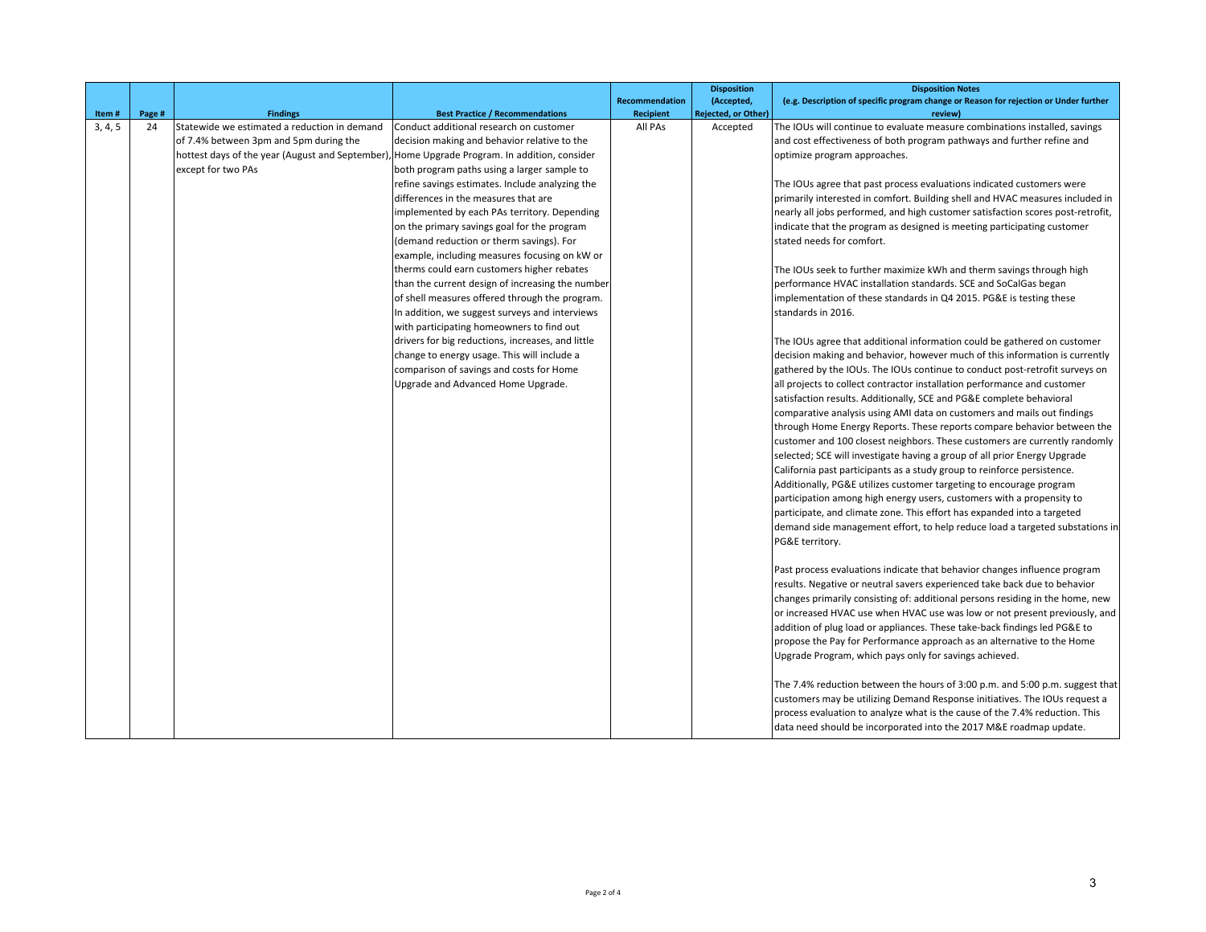| Item # | Page # | Findings | Best Practice / Recommendations | Recommendation Recipient | Disposition (Accepted, Rejected, or Other) | Disposition Notes (e.g. Description of specific program change or Reason for rejection or Under further review) |
|---|---|---|---|---|---|---|
| 3, 4, 5 | 24 | Statewide we estimated a reduction in demand of 7.4% between 3pm and 5pm during the hottest days of the year (August and September), except for two PAs | Conduct additional research on customer decision making and behavior relative to the Home Upgrade Program. In addition, consider both program paths using a larger sample to refine savings estimates. Include analyzing the differences in the measures that are implemented by each PAs territory. Depending on the primary savings goal for the program (demand reduction or therm savings). For example, including measures focusing on kW or therms could earn customers higher rebates than the current design of increasing the number of shell measures offered through the program. In addition, we suggest surveys and interviews with participating homeowners to find out drivers for big reductions, increases, and little change to energy usage. This will include a comparison of savings and costs for Home Upgrade and Advanced Home Upgrade. | All PAs | Accepted | The IOUs will continue to evaluate measure combinations installed, savings and cost effectiveness of both program pathways and further refine and optimize program approaches.<br><br>The IOUs agree that past process evaluations indicated customers were primarily interested in comfort. Building shell and HVAC measures included in nearly all jobs performed, and high customer satisfaction scores post-retrofit, indicate that the program as designed is meeting participating customer stated needs for comfort.<br><br>The IOUs seek to further maximize kWh and therm savings through high performance HVAC installation standards. SCE and SoCalGas began implementation of these standards in Q4 2015. PG&E is testing these standards in 2016.<br><br>The IOUs agree that additional information could be gathered on customer decision making and behavior, however much of this information is currently gathered by the IOUs. The IOUs continue to conduct post-retrofit surveys on all projects to collect contractor installation performance and customer satisfaction results. Additionally, SCE and PG&E complete behavioral comparative analysis using AMI data on customers and mails out findings through Home Energy Reports. These reports compare behavior between the customer and 100 closest neighbors. These customers are currently randomly selected; SCE will investigate having a group of all prior Energy Upgrade California past participants as a study group to reinforce persistence. Additionally, PG&E utilizes customer targeting to encourage program participation among high energy users, customers with a propensity to participate, and climate zone. This effort has expanded into a targeted demand side management effort, to help reduce load a targeted substations in PG&E territory.<br><br>Past process evaluations indicate that behavior changes influence program results. Negative or neutral savers experienced take back due to behavior changes primarily consisting of: additional persons residing in the home, new or increased HVAC use when HVAC use was low or not present previously, and addition of plug load or appliances. These take-back findings led PG&E to propose the Pay for Performance approach as an alternative to the Home Upgrade Program, which pays only for savings achieved.<br><br>The 7.4% reduction between the hours of 3:00 p.m. and 5:00 p.m. suggest that customers may be utilizing Demand Response initiatives. The IOUs request a process evaluation to analyze what is the cause of the 7.4% reduction. This data need should be incorporated into the 2017 M&E roadmap update. |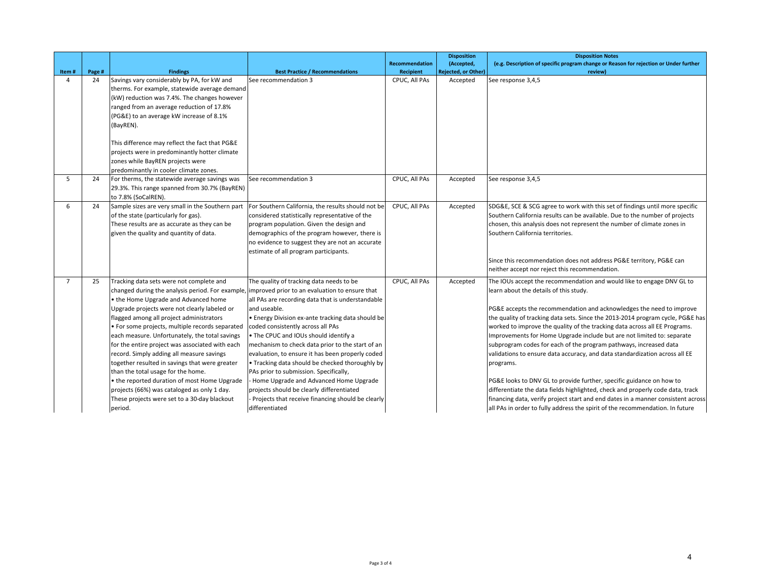| Item # | Page # | Findings | Best Practice / Recommendations | Recommendation Recipient | Disposition (Accepted, Rejected, or Other) | Disposition Notes (e.g. Description of specific program change or Reason for rejection or Under further review) |
|---|---|---|---|---|---|---|
| 4 | 24 | Savings vary considerably by PA, for kW and therms. For example, statewide average demand (kW) reduction was 7.4%. The changes however ranged from an average reduction of 17.8% (PG&E) to an average kW increase of 8.1% (BayREN).<br><br>This difference may reflect the fact that PG&E projects were in predominantly hotter climate zones while BayREN projects were predominantly in cooler climate zones. | See recommendation 3 | CPUC, All PAs | Accepted | See response 3,4,5 |
| 5 | 24 | For therms, the statewide average savings was 29.3%. This range spanned from 30.7% (BayREN) to 7.8% (SoCalREN). | See recommendation 3 | CPUC, All PAs | Accepted | See response 3,4,5 |
| 6 | 24 | Sample sizes are very small in the Southern part of the state (particularly for gas).<br>These results are as accurate as they can be given the quality and quantity of data. | For Southern California, the results should not be considered statistically representative of the program population. Given the design and demographics of the program however, there is no evidence to suggest they are not an accurate estimate of all program participants. | CPUC, All PAs | Accepted | SDG&E, SCE & SCG agree to work with this set of findings until more specific Southern California results can be available. Due to the number of projects chosen, this analysis does not represent the number of climate zones in Southern California territories.<br><br>Since this recommendation does not address PG&E territory, PG&E can neither accept nor reject this recommendation. |
| 7 | 25 | Tracking data sets were not complete and changed during the analysis period. For example,<br>• the Home Upgrade and Advanced home Upgrade projects were not clearly labeled or flagged among all project administrators<br>• For some projects, multiple records separated each measure. Unfortunately, the total savings for the entire project was associated with each record. Simply adding all measure savings together resulted in savings that were greater than the total usage for the home.<br>• the reported duration of most Home Upgrade projects (66%) was cataloged as only 1 day. These projects were set to a 30-day blackout period. | The quality of tracking data needs to be improved prior to an evaluation to ensure that all PAs are recording data that is understandable and useable.<br>• Energy Division ex-ante tracking data should be coded consistently across all PAs<br>• The CPUC and IOUs should identify a mechanism to check data prior to the start of an evaluation, to ensure it has been properly coded<br>• Tracking data should be checked thoroughly by PAs prior to submission. Specifically,<br>- Home Upgrade and Advanced Home Upgrade projects should be clearly differentiated<br>- Projects that receive financing should be clearly differentiated | CPUC, All PAs | Accepted | The IOUs accept the recommendation and would like to engage DNV GL to learn about the details of this study.<br><br>PG&E accepts the recommendation and acknowledges the need to improve the quality of tracking data sets. Since the 2013-2014 program cycle, PG&E has worked to improve the quality of the tracking data across all EE Programs. Improvements for Home Upgrade include but are not limited to: separate subprogram codes for each of the program pathways, increased data validations to ensure data accuracy, and data standardization across all EE programs.<br><br>PG&E looks to DNV GL to provide further, specific guidance on how to differentiate the data fields highlighted, check and properly code data, track financing data, verify project start and end dates in a manner consistent across all PAs in order to fully address the spirit of the recommendation. In future |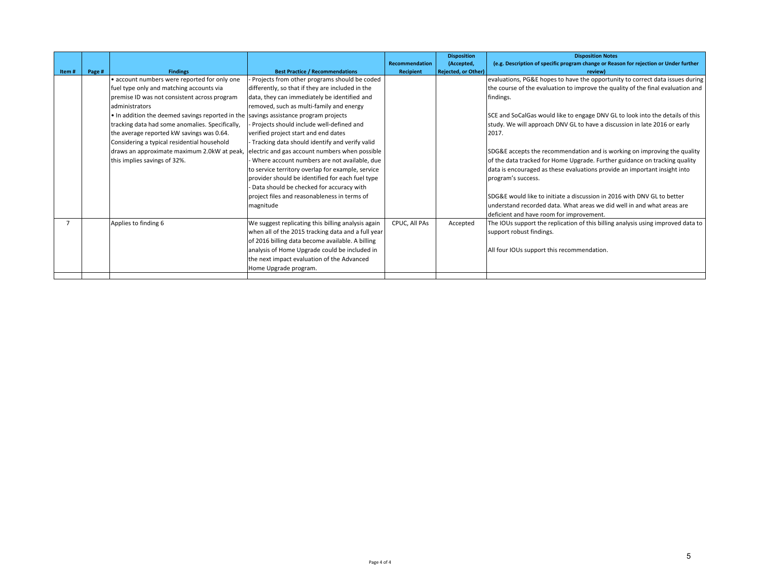| Item # | Page # | Findings | Best Practice / Recommendations | Recommendation Recipient | Disposition (Accepted, Rejected, or Other) | Disposition Notes (e.g. Description of specific program change or Reason for rejection or Under further review) |
|---|---|---|---|---|---|---|
| | | • account numbers were reported for only one fuel type only and matching accounts via premise ID was not consistent across program administrators<br>• In addition the deemed savings reported in the tracking data had some anomalies. Specifically, the average reported kW savings was 0.64. Considering a typical residential household draws an approximate maximum 2.0kW at peak, this implies savings of 32%. | - Projects from other programs should be coded differently, so that if they are included in the data, they can immediately be identified and removed, such as multi-family and energy savings assistance program projects<br>- Projects should include well-defined and verified project start and end dates<br>- Tracking data should identify and verify valid electric and gas account numbers when possible<br>- Where account numbers are not available, due to service territory overlap for example, service provider should be identified for each fuel type<br>- Data should be checked for accuracy with project files and reasonableness in terms of magnitude | | | evaluations, PG&E hopes to have the opportunity to correct data issues during the course of the evaluation to improve the quality of the final evaluation and findings.<br><br>SCE and SoCalGas would like to engage DNV GL to look into the details of this study. We will approach DNV GL to have a discussion in late 2016 or early 2017.<br><br>SDG&E accepts the recommendation and is working on improving the quality of the data tracked for Home Upgrade. Further guidance on tracking quality data is encouraged as these evaluations provide an important insight into program's success.<br><br>SDG&E would like to initiate a discussion in 2016 with DNV GL to better understand recorded data. What areas we did well in and what areas are deficient and have room for improvement. |
| 7 | | Applies to finding 6 | We suggest replicating this billing analysis again when all of the 2015 tracking data and a full year of 2016 billing data become available. A billing analysis of Home Upgrade could be included in the next impact evaluation of the Advanced Home Upgrade program. | CPUC, All PAs | Accepted | The IOUs support the replication of this billing analysis using improved data to support robust findings.<br><br>All four IOUs support this recommendation. |
| | | | | | | |